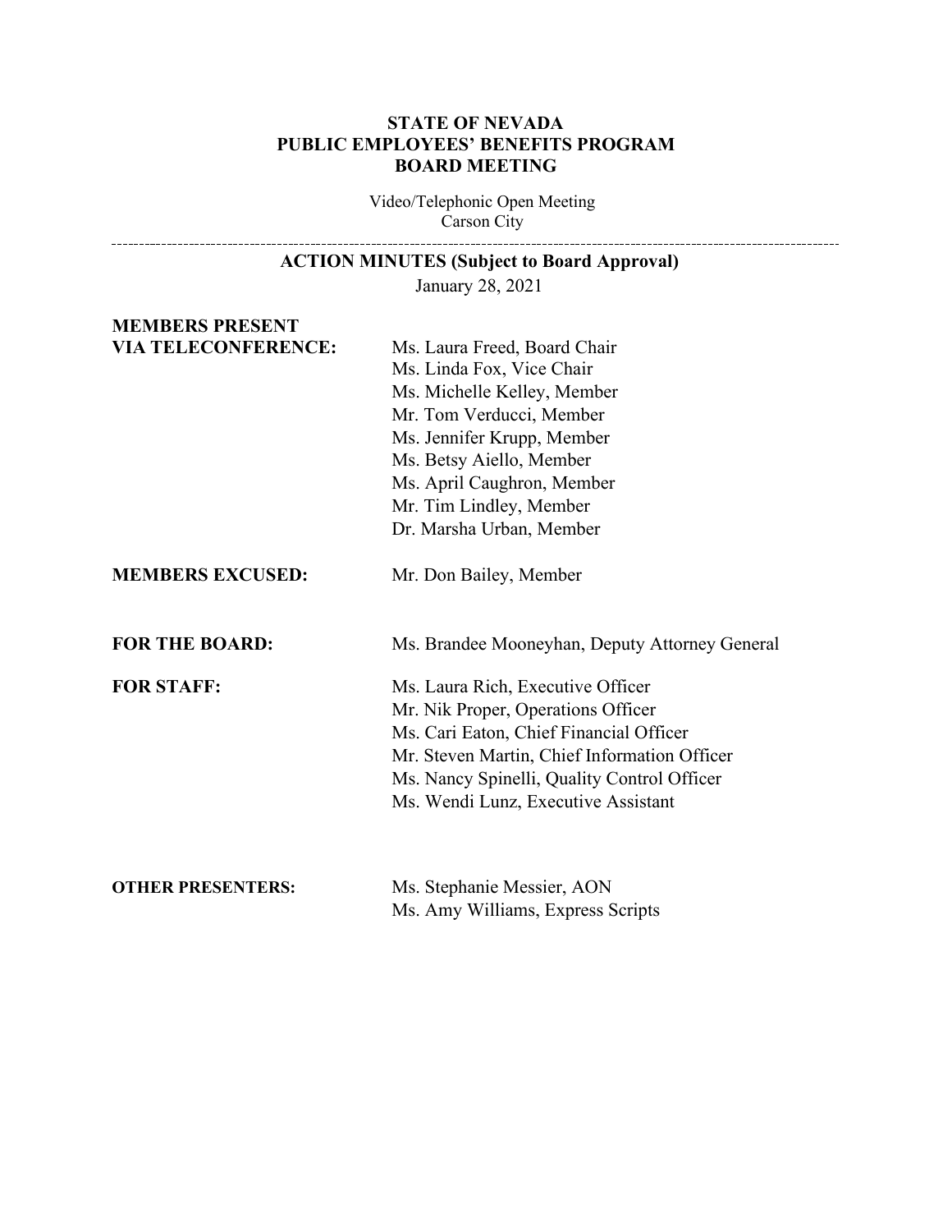# STATE OF NEVADA
# PUBLIC EMPLOYEES' BENEFITS PROGRAM
# BOARD MEETING

Video/Telephonic Open Meeting
Carson City

---

## ACTION MINUTES (Subject to Board Approval)

January 28, 2021

**MEMBERS PRESENT VIA TELECONFERENCE:**
Ms. Laura Freed, Board Chair
Ms. Linda Fox, Vice Chair
Ms. Michelle Kelley, Member
Mr. Tom Verducci, Member
Ms. Jennifer Krupp, Member
Ms. Betsy Aiello, Member
Ms. April Caughron, Member
Mr. Tim Lindley, Member
Dr. Marsha Urban, Member

**MEMBERS EXCUSED:**
Mr. Don Bailey, Member

**FOR THE BOARD:**
Ms. Brandee Mooneyhan, Deputy Attorney General

**FOR STAFF:**
Ms. Laura Rich, Executive Officer
Mr. Nik Proper, Operations Officer
Ms. Cari Eaton, Chief Financial Officer
Mr. Steven Martin, Chief Information Officer
Ms. Nancy Spinelli, Quality Control Officer
Ms. Wendi Lunz, Executive Assistant

**OTHER PRESENTERS:**
Ms. Stephanie Messier, AON
Ms. Amy Williams, Express Scripts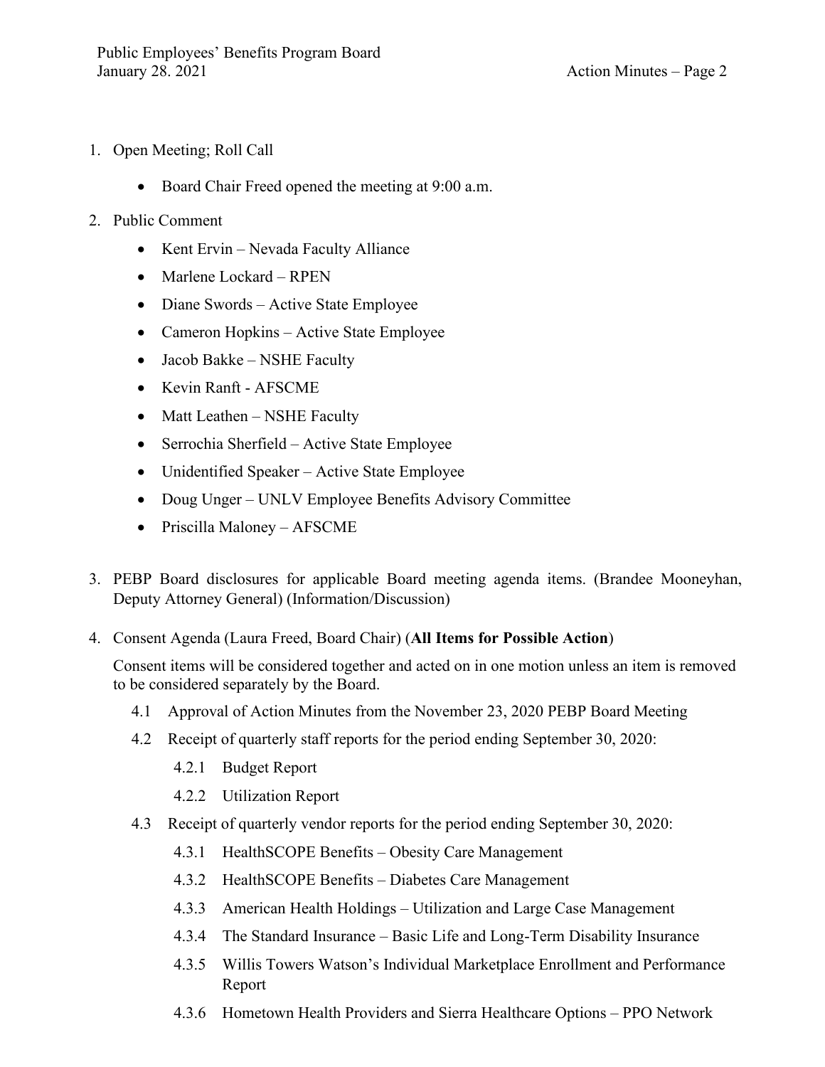1. Open Meeting; Roll Call

    - Board Chair Freed opened the meeting at 9:00 a.m.

2. Public Comment

    - Kent Ervin – Nevada Faculty Alliance
    - Marlene Lockard – RPEN
    - Diane Swords – Active State Employee
    - Cameron Hopkins – Active State Employee
    - Jacob Bakke – NSHE Faculty
    - Kevin Ranft - AFSCME
    - Matt Leathen – NSHE Faculty
    - Serrochia Sherfield – Active State Employee
    - Unidentified Speaker – Active State Employee
    - Doug Unger – UNLV Employee Benefits Advisory Committee
    - Priscilla Maloney – AFSCME

3. PEBP Board disclosures for applicable Board meeting agenda items. (Brandee Mooneyhan, Deputy Attorney General) (Information/Discussion)

4. Consent Agenda (Laura Freed, Board Chair) (**All Items for Possible Action**)

   Consent items will be considered together and acted on in one motion unless an item is removed to be considered separately by the Board.

   4.1 Approval of Action Minutes from the November 23, 2020 PEBP Board Meeting

   4.2 Receipt of quarterly staff reports for the period ending September 30, 2020:

   4.2.1 Budget Report

   4.2.2 Utilization Report

   4.3 Receipt of quarterly vendor reports for the period ending September 30, 2020:

   4.3.1 HealthSCOPE Benefits – Obesity Care Management

   4.3.2 HealthSCOPE Benefits – Diabetes Care Management

   4.3.3 American Health Holdings – Utilization and Large Case Management

   4.3.4 The Standard Insurance – Basic Life and Long-Term Disability Insurance

   4.3.5 Willis Towers Watson's Individual Marketplace Enrollment and Performance Report

   4.3.6 Hometown Health Providers and Sierra Healthcare Options – PPO Network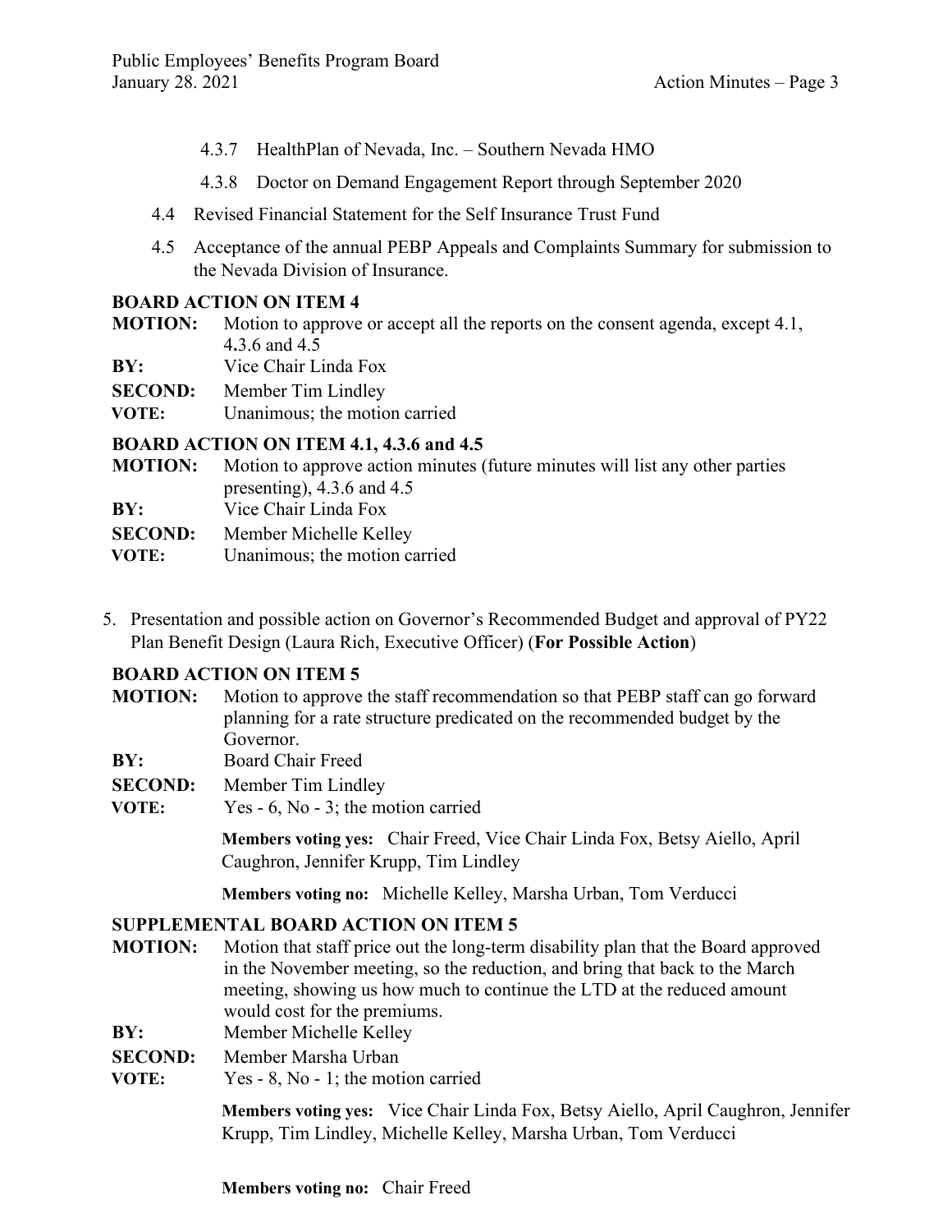4.3.7 HealthPlan of Nevada, Inc. – Southern Nevada HMO

4.3.8 Doctor on Demand Engagement Report through September 2020

4.4 Revised Financial Statement for the Self Insurance Trust Fund

4.5 Acceptance of the annual PEBP Appeals and Complaints Summary for submission to the Nevada Division of Insurance.

**BOARD ACTION ON ITEM 4**

**MOTION:** Motion to approve or accept all the reports on the consent agenda, except 4.1, 4.3.6 and 4.5

**BY:** Vice Chair Linda Fox

**SECOND:** Member Tim Lindley

**VOTE:** Unanimous; the motion carried

**BOARD ACTION ON ITEM 4.1, 4.3.6 and 4.5**

**MOTION:** Motion to approve action minutes (future minutes will list any other parties presenting), 4.3.6 and 4.5

**BY:** Vice Chair Linda Fox

**SECOND:** Member Michelle Kelley

**VOTE:** Unanimous; the motion carried

5. Presentation and possible action on Governor's Recommended Budget and approval of PY22 Plan Benefit Design (Laura Rich, Executive Officer) (**For Possible Action**)

**BOARD ACTION ON ITEM 5**

**MOTION:** Motion to approve the staff recommendation so that PEBP staff can go forward planning for a rate structure predicated on the recommended budget by the Governor.

**BY:** Board Chair Freed

**SECOND:** Member Tim Lindley

**VOTE:** Yes - 6, No - 3; the motion carried

**Members voting yes:** Chair Freed, Vice Chair Linda Fox, Betsy Aiello, April Caughron, Jennifer Krupp, Tim Lindley

**Members voting no:** Michelle Kelley, Marsha Urban, Tom Verducci

**SUPPLEMENTAL BOARD ACTION ON ITEM 5**

**MOTION:** Motion that staff price out the long-term disability plan that the Board approved in the November meeting, so the reduction, and bring that back to the March meeting, showing us how much to continue the LTD at the reduced amount would cost for the premiums.

**BY:** Member Michelle Kelley

**SECOND:** Member Marsha Urban

**VOTE:** Yes - 8, No - 1; the motion carried

**Members voting yes:** Vice Chair Linda Fox, Betsy Aiello, April Caughron, Jennifer Krupp, Tim Lindley, Michelle Kelley, Marsha Urban, Tom Verducci

**Members voting no:** Chair Freed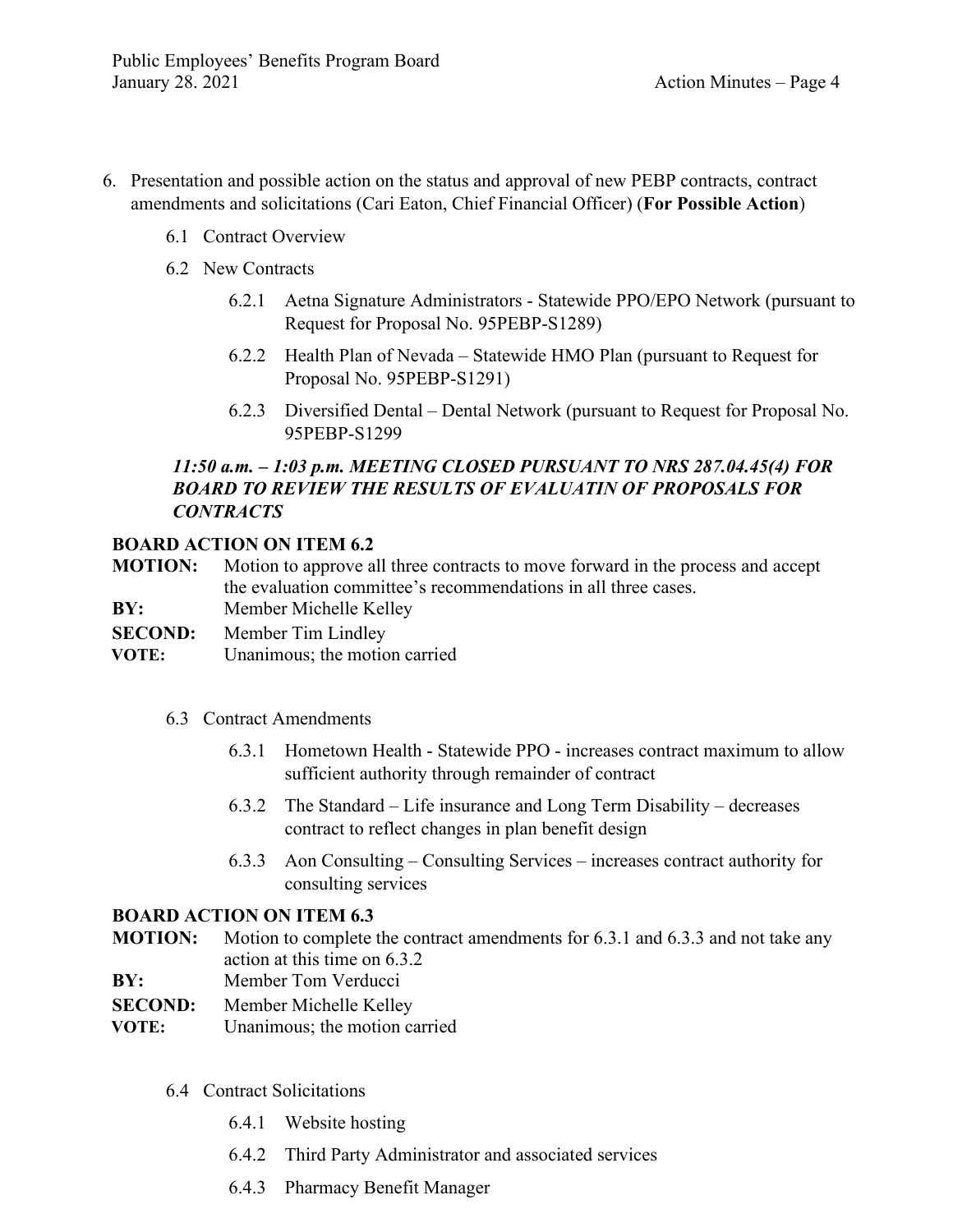6. Presentation and possible action on the status and approval of new PEBP contracts, contract amendments and solicitations (Cari Eaton, Chief Financial Officer) (**For Possible Action**)

   6.1 Contract Overview

   6.2 New Contracts

      6.2.1 Aetna Signature Administrators - Statewide PPO/EPO Network (pursuant to Request for Proposal No. 95PEBP-S1289)

      6.2.2 Health Plan of Nevada – Statewide HMO Plan (pursuant to Request for Proposal No. 95PEBP-S1291)

      6.2.3 Diversified Dental – Dental Network (pursuant to Request for Proposal No. 95PEBP-S1299

   ***11:50 a.m. – 1:03 p.m. MEETING CLOSED PURSUANT TO NRS 287.04.45(4) FOR BOARD TO REVIEW THE RESULTS OF EVALUATIN OF PROPOSALS FOR CONTRACTS***

**BOARD ACTION ON ITEM 6.2**

**MOTION:** Motion to approve all three contracts to move forward in the process and accept the evaluation committee's recommendations in all three cases.
**BY:** Member Michelle Kelley
**SECOND:** Member Tim Lindley
**VOTE:** Unanimous; the motion carried

   6.3 Contract Amendments

      6.3.1 Hometown Health - Statewide PPO - increases contract maximum to allow sufficient authority through remainder of contract

      6.3.2 The Standard – Life insurance and Long Term Disability – decreases contract to reflect changes in plan benefit design

      6.3.3 Aon Consulting – Consulting Services – increases contract authority for consulting services

**BOARD ACTION ON ITEM 6.3**

**MOTION:** Motion to complete the contract amendments for 6.3.1 and 6.3.3 and not take any action at this time on 6.3.2
**BY:** Member Tom Verducci
**SECOND:** Member Michelle Kelley
**VOTE:** Unanimous; the motion carried

   6.4 Contract Solicitations

      6.4.1 Website hosting

      6.4.2 Third Party Administrator and associated services

      6.4.3 Pharmacy Benefit Manager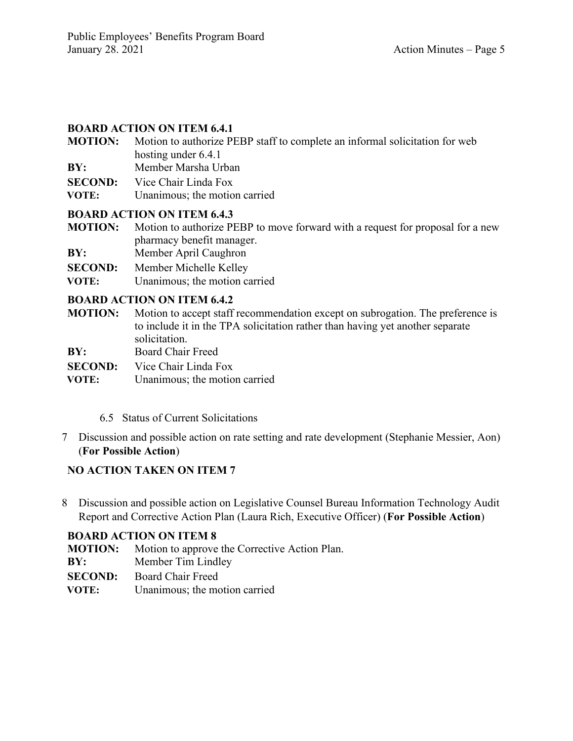**BOARD ACTION ON ITEM 6.4.1**

**MOTION:** Motion to authorize PEBP staff to complete an informal solicitation for web hosting under 6.4.1
**BY:** Member Marsha Urban
**SECOND:** Vice Chair Linda Fox
**VOTE:** Unanimous; the motion carried

**BOARD ACTION ON ITEM 6.4.3**

**MOTION:** Motion to authorize PEBP to move forward with a request for proposal for a new pharmacy benefit manager.
**BY:** Member April Caughron
**SECOND:** Member Michelle Kelley
**VOTE:** Unanimous; the motion carried

**BOARD ACTION ON ITEM 6.4.2**

**MOTION:** Motion to accept staff recommendation except on subrogation. The preference is to include it in the TPA solicitation rather than having yet another separate solicitation.
**BY:** Board Chair Freed
**SECOND:** Vice Chair Linda Fox
**VOTE:** Unanimous; the motion carried

6.5 Status of Current Solicitations

7 Discussion and possible action on rate setting and rate development (Stephanie Messier, Aon) (**For Possible Action**)

**NO ACTION TAKEN ON ITEM 7**

8 Discussion and possible action on Legislative Counsel Bureau Information Technology Audit Report and Corrective Action Plan (Laura Rich, Executive Officer) (**For Possible Action**)

**BOARD ACTION ON ITEM 8**

**MOTION:** Motion to approve the Corrective Action Plan.
**BY:** Member Tim Lindley
**SECOND:** Board Chair Freed
**VOTE:** Unanimous; the motion carried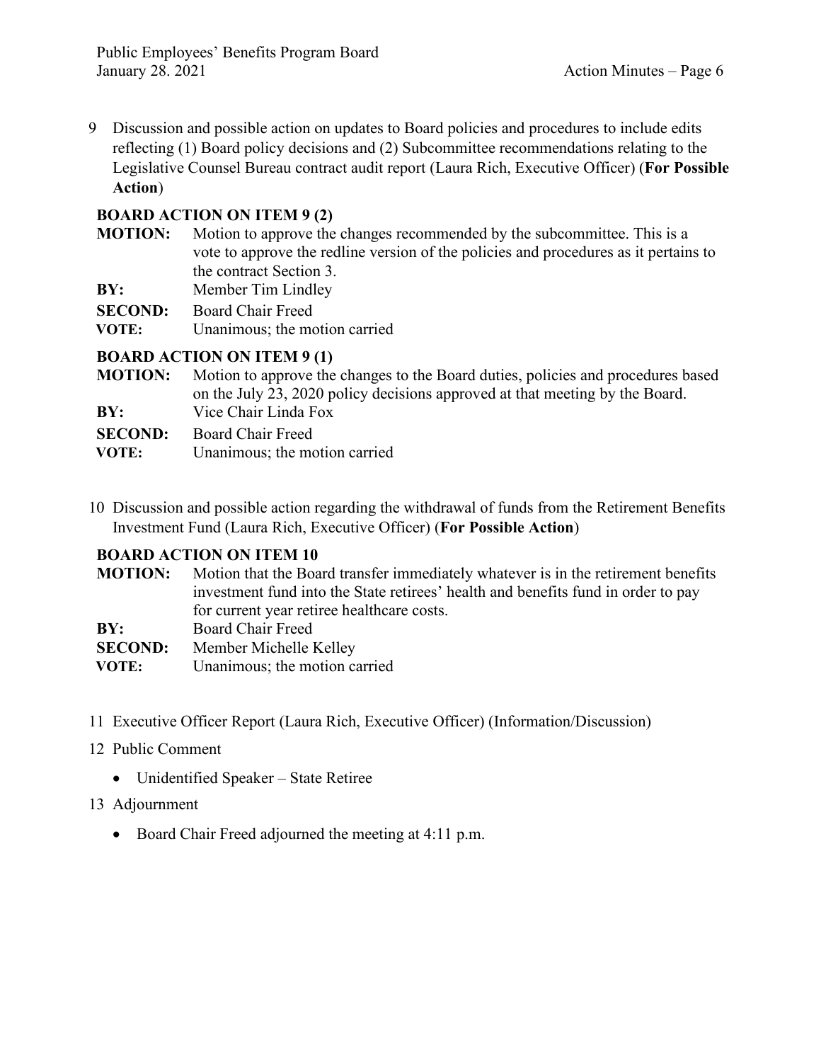9 Discussion and possible action on updates to Board policies and procedures to include edits reflecting (1) Board policy decisions and (2) Subcommittee recommendations relating to the Legislative Counsel Bureau contract audit report (Laura Rich, Executive Officer) (**For Possible Action**)

**BOARD ACTION ON ITEM 9 (2)**

**MOTION:** Motion to approve the changes recommended by the subcommittee. This is a vote to approve the redline version of the policies and procedures as it pertains to the contract Section 3.
**BY:** Member Tim Lindley
**SECOND:** Board Chair Freed
**VOTE:** Unanimous; the motion carried

**BOARD ACTION ON ITEM 9 (1)**

**MOTION:** Motion to approve the changes to the Board duties, policies and procedures based on the July 23, 2020 policy decisions approved at that meeting by the Board.
**BY:** Vice Chair Linda Fox
**SECOND:** Board Chair Freed
**VOTE:** Unanimous; the motion carried

10 Discussion and possible action regarding the withdrawal of funds from the Retirement Benefits Investment Fund (Laura Rich, Executive Officer) (**For Possible Action**)

**BOARD ACTION ON ITEM 10**

**MOTION:** Motion that the Board transfer immediately whatever is in the retirement benefits investment fund into the State retirees' health and benefits fund in order to pay for current year retiree healthcare costs.
**BY:** Board Chair Freed
**SECOND:** Member Michelle Kelley
**VOTE:** Unanimous; the motion carried

11 Executive Officer Report (Laura Rich, Executive Officer) (Information/Discussion)

12 Public Comment

- Unidentified Speaker – State Retiree

13 Adjournment

- Board Chair Freed adjourned the meeting at 4:11 p.m.